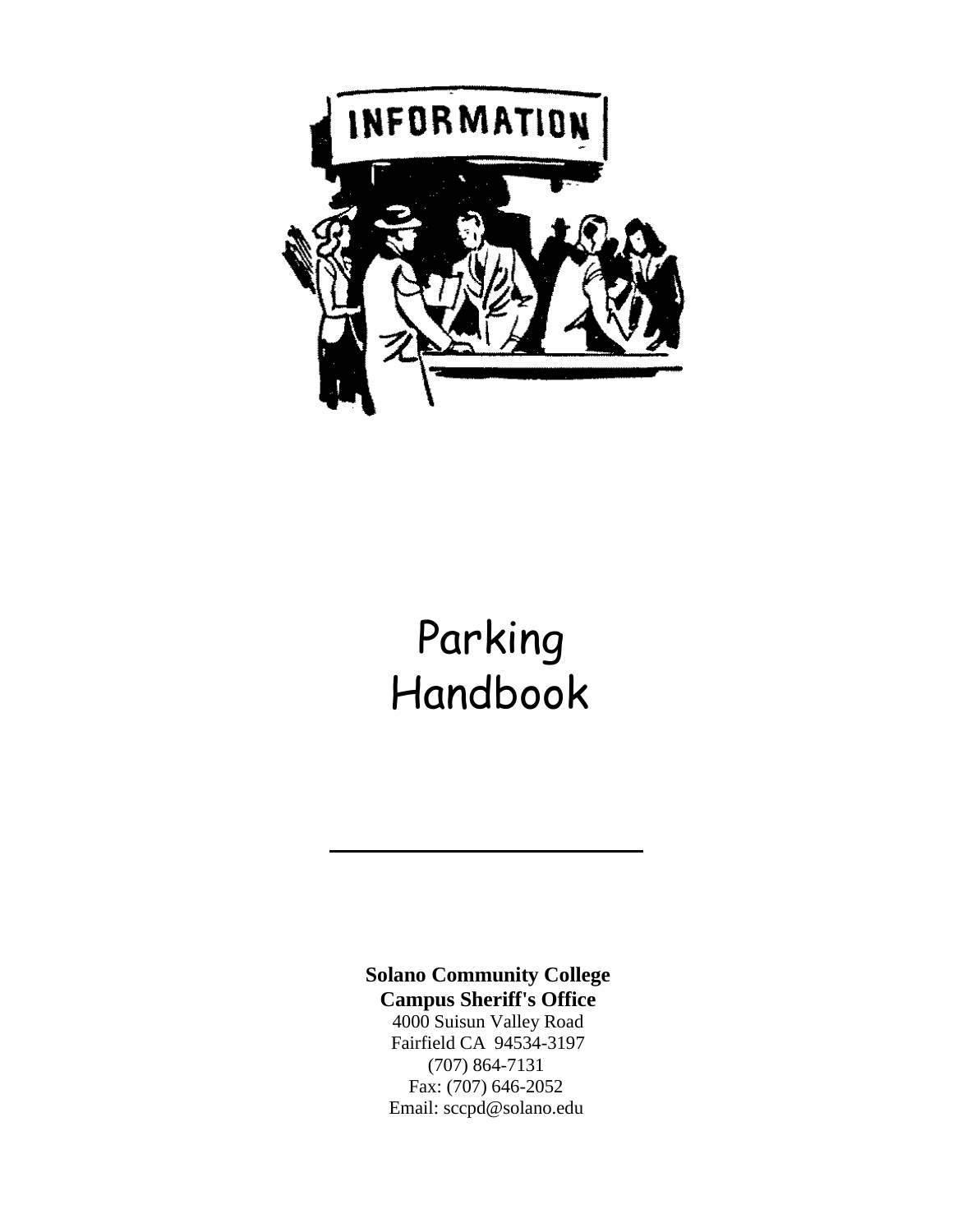# Parking Handbook

---

**Solano Community College**
**Campus Sheriff's Office**
4000 Suisun Valley Road
Fairfield CA 94534-3197
(707) 864-7131
Fax: (707) 646-2052
Email: sccpd@solano.edu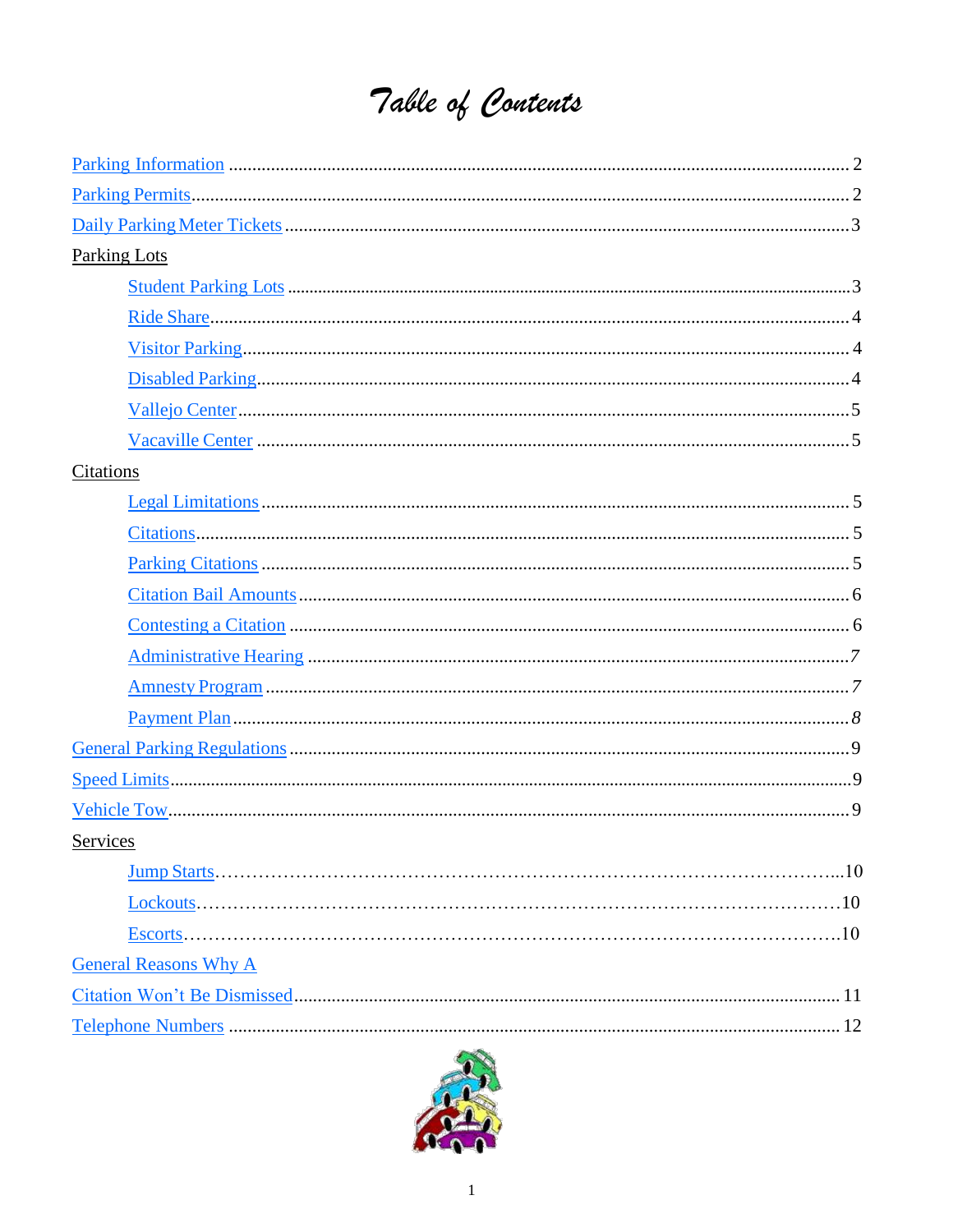# Table of Contents

Parking Information .................................................. 2

Parking Permits.......................................................... 2

Daily Parking Meter Tickets ...................................... 3

Parking Lots

- Student Parking Lots ............................................ 3
- Ride Share.............................................................. 4
- Visitor Parking....................................................... 4
- Disabled Parking.................................................... 4
- Vallejo Center......................................................... 5
- Vacaville Center ..................................................... 5

Citations

- Legal Limitations .................................................... 5
- Citations.................................................................. 5
- Parking Citations .................................................... 5
- Citation Bail Amounts ............................................ 6
- Contesting a Citation .............................................. 6
- Administrative Hearing .......................................... 7
- Amnesty Program ................................................... 7
- Payment Plan........................................................... 8

General Parking Regulations ...................................... 9

Speed Limits................................................................ 9

Vehicle Tow................................................................. 9

Services

- Jump Starts............................................................. 10
- Lockouts.................................................................. 10
- Escorts.................................................................... 10

General Reasons Why A

Citation Won't Be Dismissed.................................... 11

Telephone Numbers .................................................. 12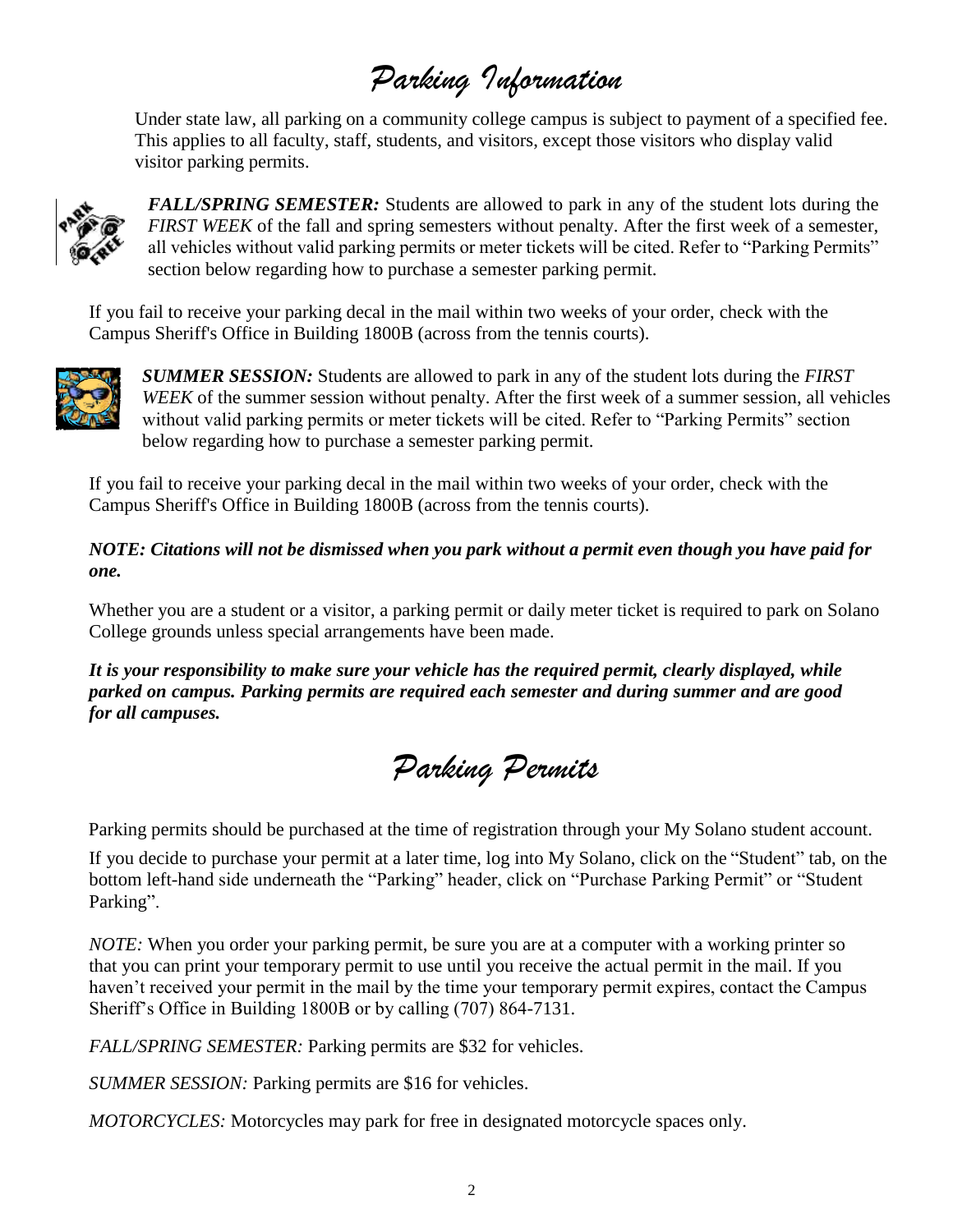# Parking Information

Under state law, all parking on a community college campus is subject to payment of a specified fee. This applies to all faculty, staff, students, and visitors, except those visitors who display valid visitor parking permits.

***FALL/SPRING SEMESTER:*** Students are allowed to park in any of the student lots during the *FIRST WEEK* of the fall and spring semesters without penalty. After the first week of a semester, all vehicles without valid parking permits or meter tickets will be cited. Refer to "Parking Permits" section below regarding how to purchase a semester parking permit.

If you fail to receive your parking decal in the mail within two weeks of your order, check with the Campus Sheriff's Office in Building 1800B (across from the tennis courts).

***SUMMER SESSION:*** Students are allowed to park in any of the student lots during the *FIRST WEEK* of the summer session without penalty. After the first week of a summer session, all vehicles without valid parking permits or meter tickets will be cited. Refer to "Parking Permits" section below regarding how to purchase a semester parking permit.

If you fail to receive your parking decal in the mail within two weeks of your order, check with the Campus Sheriff's Office in Building 1800B (across from the tennis courts).

***NOTE: Citations will not be dismissed when you park without a permit even though you have paid for one.***

Whether you are a student or a visitor, a parking permit or daily meter ticket is required to park on Solano College grounds unless special arrangements have been made.

***It is your responsibility to make sure your vehicle has the required permit, clearly displayed, while parked on campus. Parking permits are required each semester and during summer and are good for all campuses.***

# Parking Permits

Parking permits should be purchased at the time of registration through your My Solano student account.

If you decide to purchase your permit at a later time, log into My Solano, click on the "Student" tab, on the bottom left-hand side underneath the "Parking" header, click on "Purchase Parking Permit" or "Student Parking".

*NOTE:* When you order your parking permit, be sure you are at a computer with a working printer so that you can print your temporary permit to use until you receive the actual permit in the mail. If you haven't received your permit in the mail by the time your temporary permit expires, contact the Campus Sheriff's Office in Building 1800B or by calling (707) 864-7131.

*FALL/SPRING SEMESTER:* Parking permits are $32 for vehicles.

*SUMMER SESSION:* Parking permits are $16 for vehicles.

*MOTORCYCLES:* Motorcycles may park for free in designated motorcycle spaces only.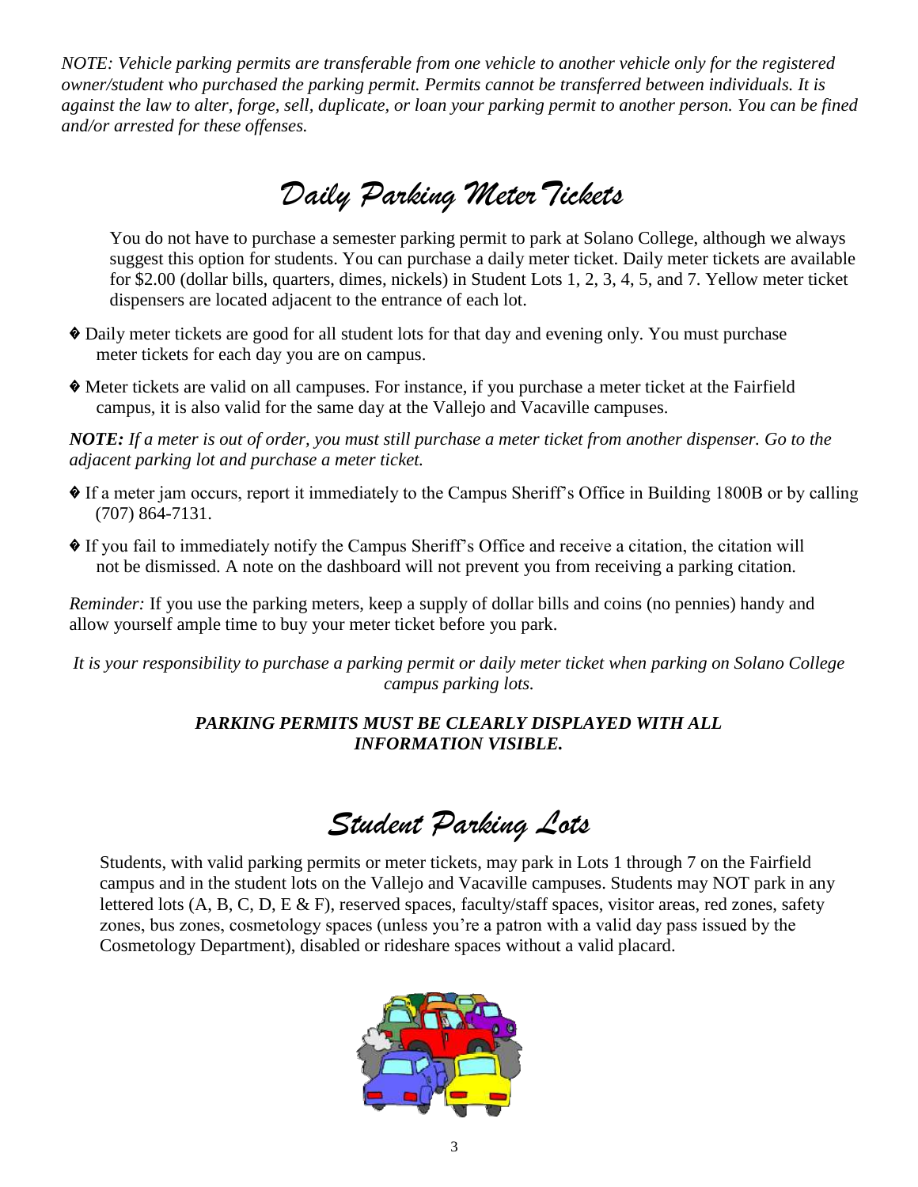*NOTE: Vehicle parking permits are transferable from one vehicle to another vehicle only for the registered owner/student who purchased the parking permit. Permits cannot be transferred between individuals. It is against the law to alter, forge, sell, duplicate, or loan your parking permit to another person. You can be fined and/or arrested for these offenses.*

# *Daily Parking Meter Tickets*

You do not have to purchase a semester parking permit to park at Solano College, although we always suggest this option for students. You can purchase a daily meter ticket. Daily meter tickets are available for $2.00 (dollar bills, quarters, dimes, nickels) in Student Lots 1, 2, 3, 4, 5, and 7. Yellow meter ticket dispensers are located adjacent to the entrance of each lot.

- Daily meter tickets are good for all student lots for that day and evening only. You must purchase meter tickets for each day you are on campus.
- Meter tickets are valid on all campuses. For instance, if you purchase a meter ticket at the Fairfield campus, it is also valid for the same day at the Vallejo and Vacaville campuses.

***NOTE:*** *If a meter is out of order, you must still purchase a meter ticket from another dispenser. Go to the adjacent parking lot and purchase a meter ticket.*

- If a meter jam occurs, report it immediately to the Campus Sheriff's Office in Building 1800B or by calling (707) 864-7131.
- If you fail to immediately notify the Campus Sheriff's Office and receive a citation, the citation will not be dismissed. A note on the dashboard will not prevent you from receiving a parking citation.

*Reminder:* If you use the parking meters, keep a supply of dollar bills and coins (no pennies) handy and allow yourself ample time to buy your meter ticket before you park.

*It is your responsibility to purchase a parking permit or daily meter ticket when parking on Solano College campus parking lots.*

***PARKING PERMITS MUST BE CLEARLY DISPLAYED WITH ALL INFORMATION VISIBLE.***

# *Student Parking Lots*

Students, with valid parking permits or meter tickets, may park in Lots 1 through 7 on the Fairfield campus and in the student lots on the Vallejo and Vacaville campuses. Students may NOT park in any lettered lots (A, B, C, D, E & F), reserved spaces, faculty/staff spaces, visitor areas, red zones, safety zones, bus zones, cosmetology spaces (unless you're a patron with a valid day pass issued by the Cosmetology Department), disabled or rideshare spaces without a valid placard.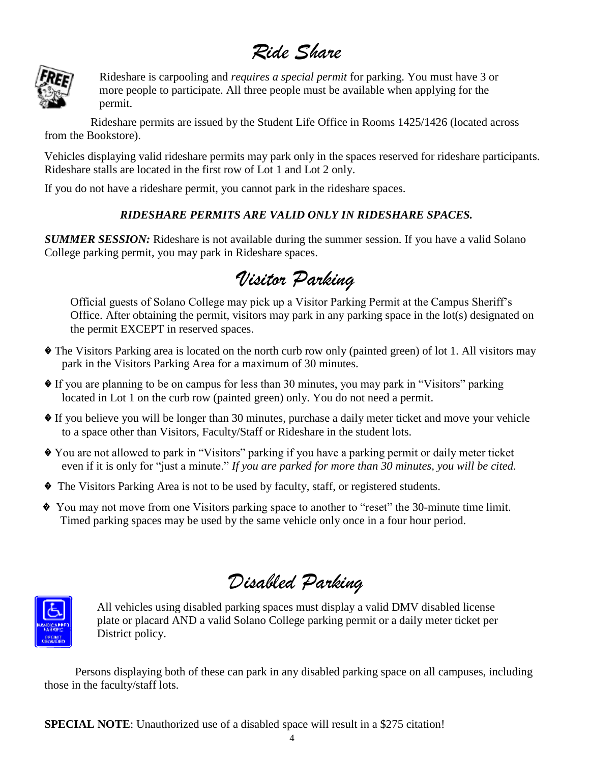# *Ride Share*

Rideshare is carpooling and *requires a special permit* for parking. You must have 3 or more people to participate. All three people must be available when applying for the permit.

Rideshare permits are issued by the Student Life Office in Rooms 1425/1426 (located across from the Bookstore).

Vehicles displaying valid rideshare permits may park only in the spaces reserved for rideshare participants. Rideshare stalls are located in the first row of Lot 1 and Lot 2 only.

If you do not have a rideshare permit, you cannot park in the rideshare spaces.

***RIDESHARE PERMITS ARE VALID ONLY IN RIDESHARE SPACES.***

***SUMMER SESSION:*** Rideshare is not available during the summer session. If you have a valid Solano College parking permit, you may park in Rideshare spaces.

# *Visitor Parking*

Official guests of Solano College may pick up a Visitor Parking Permit at the Campus Sheriff's Office. After obtaining the permit, visitors may park in any parking space in the lot(s) designated on the permit EXCEPT in reserved spaces.

- The Visitors Parking area is located on the north curb row only (painted green) of lot 1. All visitors may park in the Visitors Parking Area for a maximum of 30 minutes.
- If you are planning to be on campus for less than 30 minutes, you may park in "Visitors" parking located in Lot 1 on the curb row (painted green) only. You do not need a permit.
- If you believe you will be longer than 30 minutes, purchase a daily meter ticket and move your vehicle to a space other than Visitors, Faculty/Staff or Rideshare in the student lots.
- You are not allowed to park in "Visitors" parking if you have a parking permit or daily meter ticket even if it is only for "just a minute." *If you are parked for more than 30 minutes, you will be cited.*
- The Visitors Parking Area is not to be used by faculty, staff, or registered students.
- You may not move from one Visitors parking space to another to "reset" the 30-minute time limit. Timed parking spaces may be used by the same vehicle only once in a four hour period.

# *Disabled Parking*

All vehicles using disabled parking spaces must display a valid DMV disabled license plate or placard AND a valid Solano College parking permit or a daily meter ticket per District policy.

Persons displaying both of these can park in any disabled parking space on all campuses, including those in the faculty/staff lots.

**SPECIAL NOTE**: Unauthorized use of a disabled space will result in a $275 citation!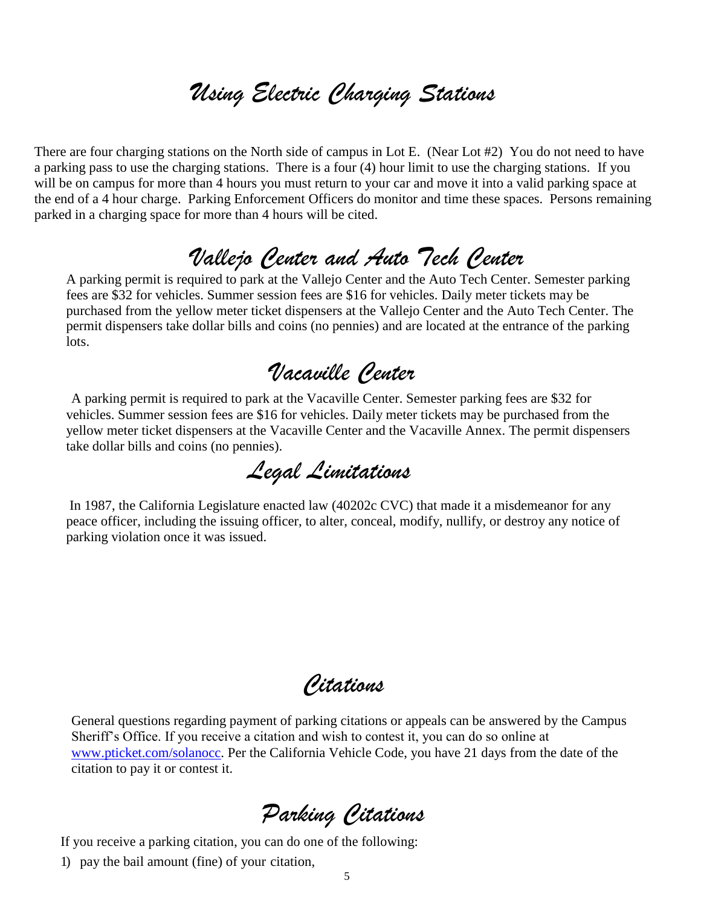# Using Electric Charging Stations

There are four charging stations on the North side of campus in Lot E. (Near Lot #2) You do not need to have a parking pass to use the charging stations. There is a four (4) hour limit to use the charging stations. If you will be on campus for more than 4 hours you must return to your car and move it into a valid parking space at the end of a 4 hour charge. Parking Enforcement Officers do monitor and time these spaces. Persons remaining parked in a charging space for more than 4 hours will be cited.

# Vallejo Center and Auto Tech Center

A parking permit is required to park at the Vallejo Center and the Auto Tech Center. Semester parking fees are $32 for vehicles. Summer session fees are $16 for vehicles. Daily meter tickets may be purchased from the yellow meter ticket dispensers at the Vallejo Center and the Auto Tech Center. The permit dispensers take dollar bills and coins (no pennies) and are located at the entrance of the parking lots.

# Vacaville Center

A parking permit is required to park at the Vacaville Center. Semester parking fees are $32 for vehicles. Summer session fees are $16 for vehicles. Daily meter tickets may be purchased from the yellow meter ticket dispensers at the Vacaville Center and the Vacaville Annex. The permit dispensers take dollar bills and coins (no pennies).

# Legal Limitations

In 1987, the California Legislature enacted law (40202c CVC) that made it a misdemeanor for any peace officer, including the issuing officer, to alter, conceal, modify, nullify, or destroy any notice of parking violation once it was issued.

# Citations

General questions regarding payment of parking citations or appeals can be answered by the Campus Sheriff's Office. If you receive a citation and wish to contest it, you can do so online at [www.pticket.com/solanocc](http://www.pticket.com/solanocc). Per the California Vehicle Code, you have 21 days from the date of the citation to pay it or contest it.

# Parking Citations

If you receive a parking citation, you can do one of the following:

1) pay the bail amount (fine) of your citation,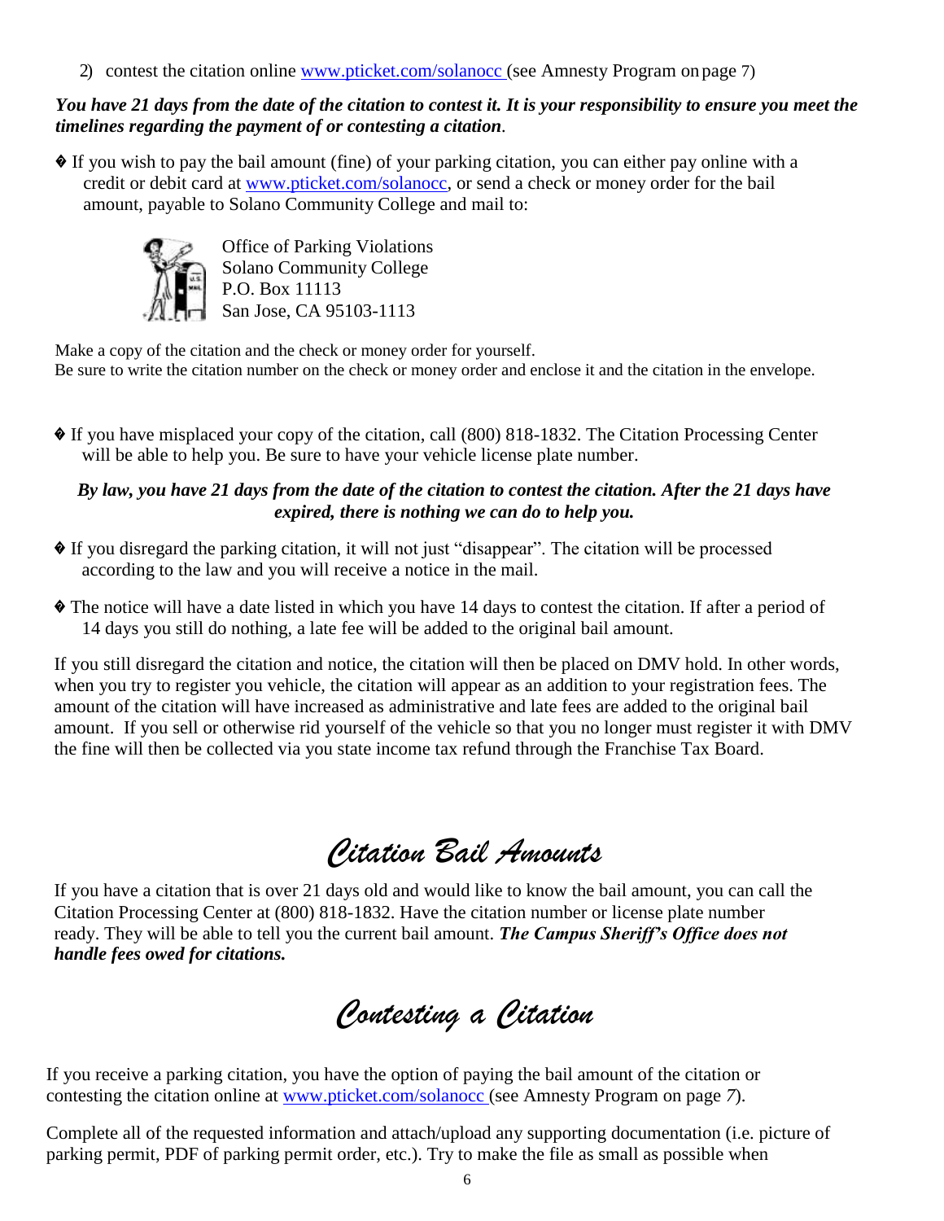2) contest the citation online www.pticket.com/solanocc (see Amnesty Program on page 7)

***You have 21 days from the date of the citation to contest it. It is your responsibility to ensure you meet the timelines regarding the payment of or contesting a citation*.**

- If you wish to pay the bail amount (fine) of your parking citation, you can either pay online with a credit or debit card at www.pticket.com/solanocc, or send a check or money order for the bail amount, payable to Solano Community College and mail to:

Office of Parking Violations
Solano Community College
P.O. Box 11113
San Jose, CA 95103-1113

Make a copy of the citation and the check or money order for yourself.
Be sure to write the citation number on the check or money order and enclose it and the citation in the envelope.

- If you have misplaced your copy of the citation, call (800) 818-1832. The Citation Processing Center will be able to help you. Be sure to have your vehicle license plate number.

***By law, you have 21 days from the date of the citation to contest the citation. After the 21 days have expired, there is nothing we can do to help you.***

- If you disregard the parking citation, it will not just "disappear". The citation will be processed according to the law and you will receive a notice in the mail.

- The notice will have a date listed in which you have 14 days to contest the citation. If after a period of 14 days you still do nothing, a late fee will be added to the original bail amount.

If you still disregard the citation and notice, the citation will then be placed on DMV hold. In other words, when you try to register you vehicle, the citation will appear as an addition to your registration fees. The amount of the citation will have increased as administrative and late fees are added to the original bail amount. If you sell or otherwise rid yourself of the vehicle so that you no longer must register it with DMV the fine will then be collected via you state income tax refund through the Franchise Tax Board.

## Citation Bail Amounts

If you have a citation that is over 21 days old and would like to know the bail amount, you can call the Citation Processing Center at (800) 818-1832. Have the citation number or license plate number ready. They will be able to tell you the current bail amount. ***The Campus Sheriff's Office does not handle fees owed for citations.***

## Contesting a Citation

If you receive a parking citation, you have the option of paying the bail amount of the citation or contesting the citation online at www.pticket.com/solanocc (see Amnesty Program on page *7*).

Complete all of the requested information and attach/upload any supporting documentation (i.e. picture of parking permit, PDF of parking permit order, etc.). Try to make the file as small as possible when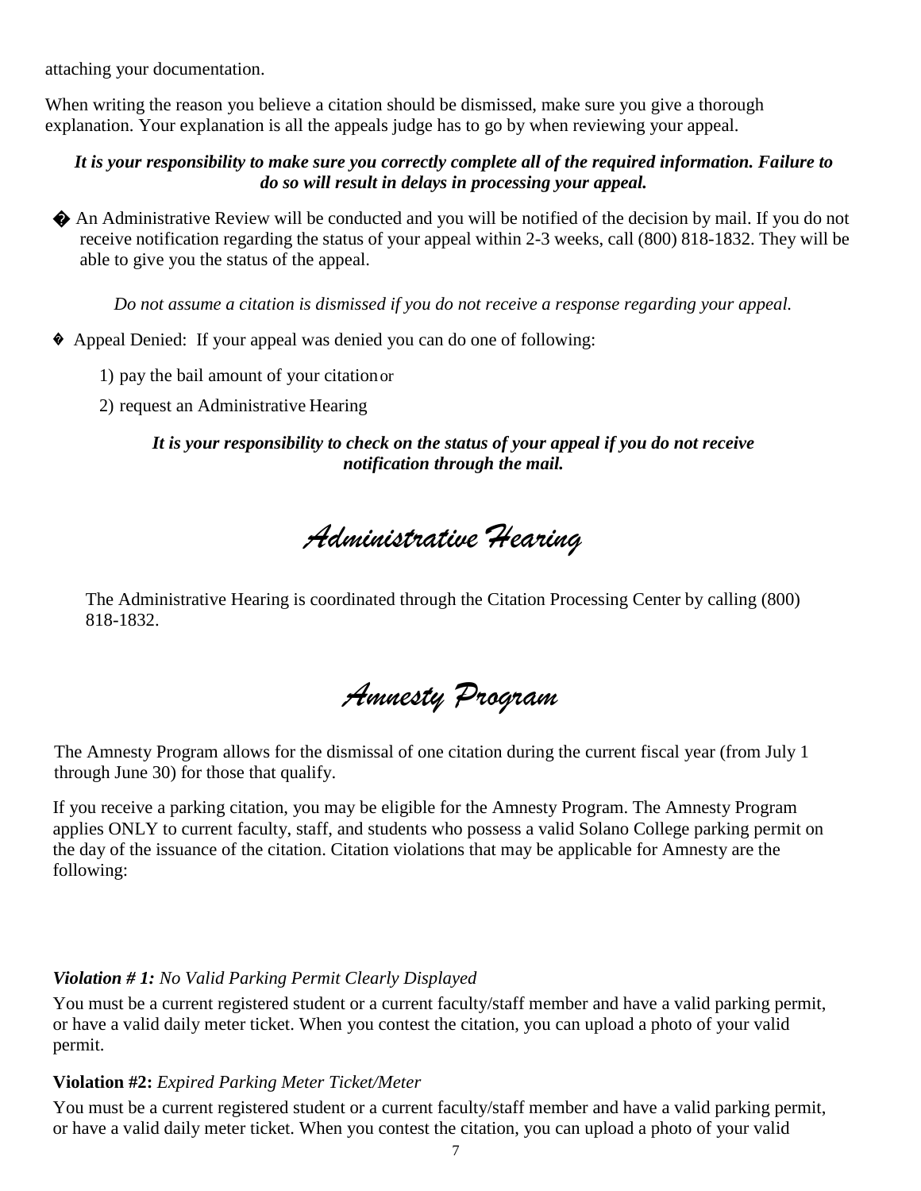attaching your documentation.

When writing the reason you believe a citation should be dismissed, make sure you give a thorough explanation. Your explanation is all the appeals judge has to go by when reviewing your appeal.

***It is your responsibility to make sure you correctly complete all of the required information. Failure to do so will result in delays in processing your appeal.***

- An Administrative Review will be conducted and you will be notified of the decision by mail. If you do not receive notification regarding the status of your appeal within 2-3 weeks, call (800) 818-1832. They will be able to give you the status of the appeal.

*Do not assume a citation is dismissed if you do not receive a response regarding your appeal.*

- Appeal Denied: If your appeal was denied you can do one of following:
  1) pay the bail amount of your citation or
  2) request an Administrative Hearing

***It is your responsibility to check on the status of your appeal if you do not receive notification through the mail.***

## *Administrative Hearing*

The Administrative Hearing is coordinated through the Citation Processing Center by calling (800) 818-1832.

## *Amnesty Program*

The Amnesty Program allows for the dismissal of one citation during the current fiscal year (from July 1 through June 30) for those that qualify.

If you receive a parking citation, you may be eligible for the Amnesty Program. The Amnesty Program applies ONLY to current faculty, staff, and students who possess a valid Solano College parking permit on the day of the issuance of the citation. Citation violations that may be applicable for Amnesty are the following:

***Violation # 1:*** *No Valid Parking Permit Clearly Displayed*

You must be a current registered student or a current faculty/staff member and have a valid parking permit, or have a valid daily meter ticket. When you contest the citation, you can upload a photo of your valid permit.

**Violation #2:** *Expired Parking Meter Ticket/Meter*

You must be a current registered student or a current faculty/staff member and have a valid parking permit, or have a valid daily meter ticket. When you contest the citation, you can upload a photo of your valid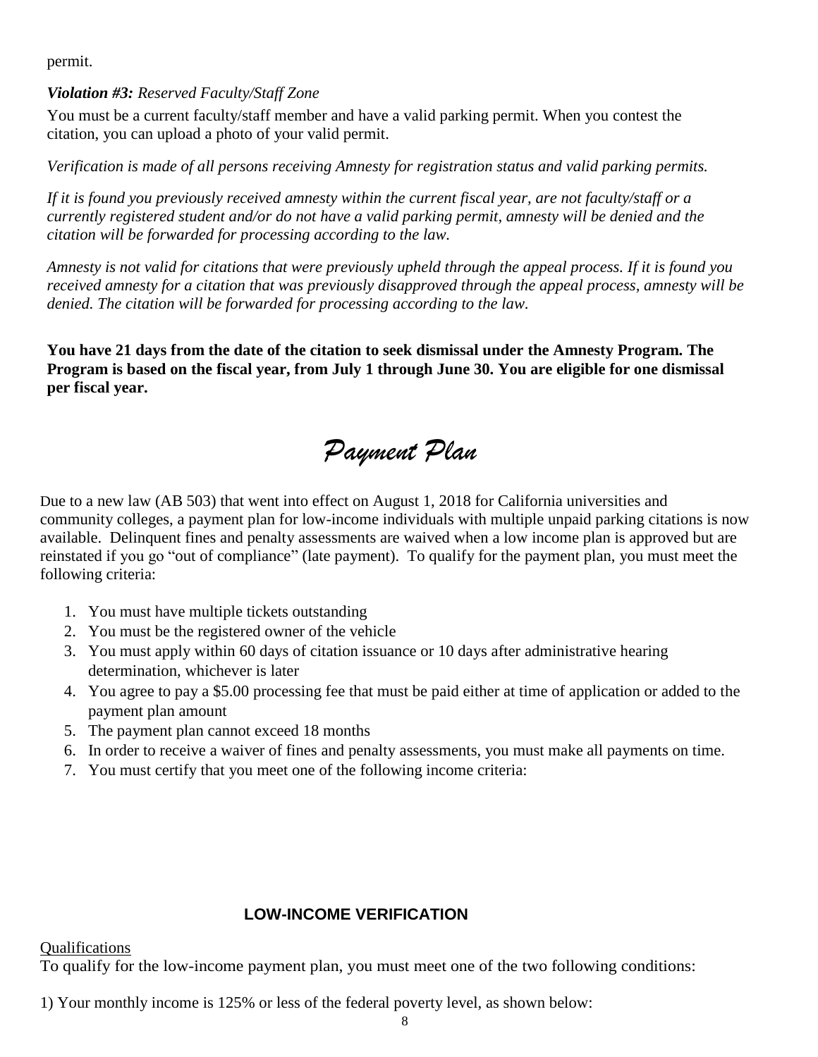permit.

***Violation #3:*** *Reserved Faculty/Staff Zone*

You must be a current faculty/staff member and have a valid parking permit. When you contest the citation, you can upload a photo of your valid permit.

*Verification is made of all persons receiving Amnesty for registration status and valid parking permits.*

*If it is found you previously received amnesty within the current fiscal year, are not faculty/staff or a currently registered student and/or do not have a valid parking permit, amnesty will be denied and the citation will be forwarded for processing according to the law.*

*Amnesty is not valid for citations that were previously upheld through the appeal process. If it is found you received amnesty for a citation that was previously disapproved through the appeal process, amnesty will be denied. The citation will be forwarded for processing according to the law.*

**You have 21 days from the date of the citation to seek dismissal under the Amnesty Program. The Program is based on the fiscal year, from July 1 through June 30. You are eligible for one dismissal per fiscal year.**

# *Payment Plan*

Due to a new law (AB 503) that went into effect on August 1, 2018 for California universities and community colleges, a payment plan for low-income individuals with multiple unpaid parking citations is now available. Delinquent fines and penalty assessments are waived when a low income plan is approved but are reinstated if you go "out of compliance" (late payment). To qualify for the payment plan, you must meet the following criteria:

1. You must have multiple tickets outstanding
2. You must be the registered owner of the vehicle
3. You must apply within 60 days of citation issuance or 10 days after administrative hearing determination, whichever is later
4. You agree to pay a $5.00 processing fee that must be paid either at time of application or added to the payment plan amount
5. The payment plan cannot exceed 18 months
6. In order to receive a waiver of fines and penalty assessments, you must make all payments on time.
7. You must certify that you meet one of the following income criteria:

## LOW-INCOME VERIFICATION

Qualifications

To qualify for the low-income payment plan, you must meet one of the two following conditions:

1) Your monthly income is 125% or less of the federal poverty level, as shown below: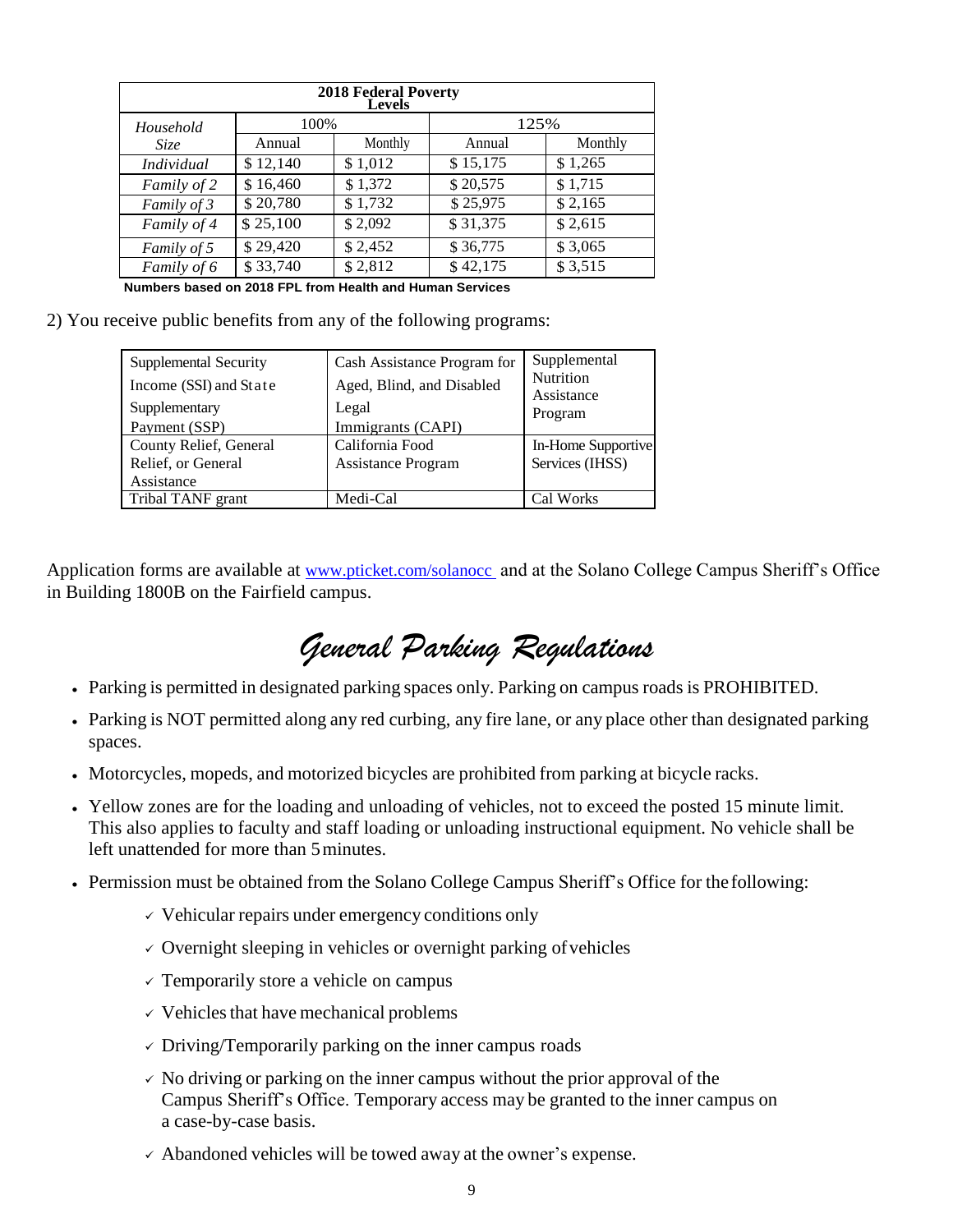| 2018 Federal Poverty Levels | | | | |
|---|---|---|---|---|
| *Household Size* | 100% | | 125% | |
| | Annual | Monthly | Annual | Monthly |
| *Individual* | $ 12,140 | $ 1,012 | $ 15,175 | $ 1,265 |
| *Family of 2* | $ 16,460 | $ 1,372 | $ 20,575 | $ 1,715 |
| *Family of 3* | $ 20,780 | $ 1,732 | $ 25,975 | $ 2,165 |
| *Family of 4* | $ 25,100 | $ 2,092 | $ 31,375 | $ 2,615 |
| *Family of 5* | $ 29,420 | $ 2,452 | $ 36,775 | $ 3,065 |
| *Family of 6* | $ 33,740 | $ 2,812 | $ 42,175 | $ 3,515 |

**Numbers based on 2018 FPL from Health and Human Services**

2) You receive public benefits from any of the following programs:

| | | |
|---|---|---|
| Supplemental Security Income (SSI) and State Supplementary Payment (SSP) | Cash Assistance Program for Aged, Blind, and Disabled Legal Immigrants (CAPI) | Supplemental Nutrition Assistance Program |
| County Relief, General Relief, or General Assistance | California Food Assistance Program | In-Home Supportive Services (IHSS) |
| Tribal TANF grant | Medi-Cal | Cal Works |

Application forms are available at www.pticket.com/solanocc and at the Solano College Campus Sheriff's Office in Building 1800B on the Fairfield campus.

# General Parking Regulations

- Parking is permitted in designated parking spaces only. Parking on campus roads is PROHIBITED.
- Parking is NOT permitted along any red curbing, any fire lane, or any place other than designated parking spaces.
- Motorcycles, mopeds, and motorized bicycles are prohibited from parking at bicycle racks.
- Yellow zones are for the loading and unloading of vehicles, not to exceed the posted 15 minute limit. This also applies to faculty and staff loading or unloading instructional equipment. No vehicle shall be left unattended for more than 5 minutes.
- Permission must be obtained from the Solano College Campus Sheriff's Office for the following:
  - ✓ Vehicular repairs under emergency conditions only
  - ✓ Overnight sleeping in vehicles or overnight parking of vehicles
  - ✓ Temporarily store a vehicle on campus
  - ✓ Vehicles that have mechanical problems
  - ✓ Driving/Temporarily parking on the inner campus roads
  - ✓ No driving or parking on the inner campus without the prior approval of the Campus Sheriff's Office. Temporary access may be granted to the inner campus on a case-by-case basis.
  - ✓ Abandoned vehicles will be towed away at the owner's expense.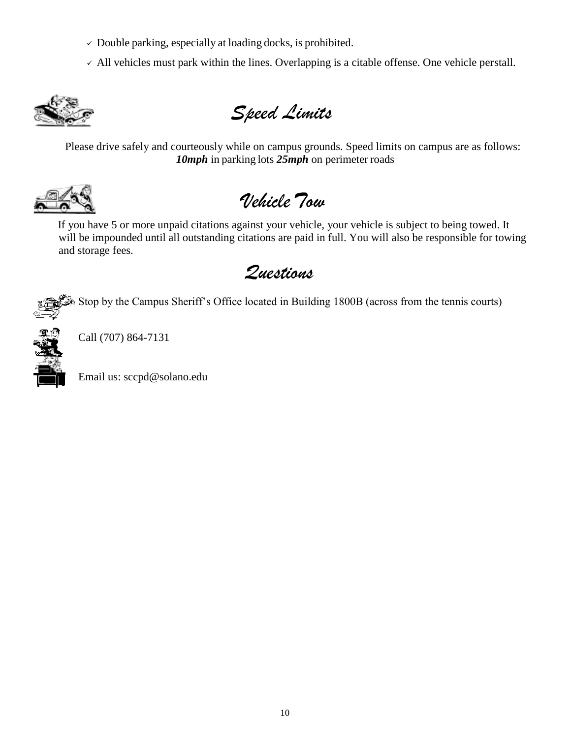- Double parking, especially at loading docks, is prohibited.
- All vehicles must park within the lines. Overlapping is a citable offense. One vehicle perstall.

## *Speed Limits*

Please drive safely and courteously while on campus grounds. Speed limits on campus are as follows: ***10mph*** in parking lots ***25mph*** on perimeter roads

## *Vehicle Tow*

If you have 5 or more unpaid citations against your vehicle, your vehicle is subject to being towed. It will be impounded until all outstanding citations are paid in full. You will also be responsible for towing and storage fees.

## *Questions*

Stop by the Campus Sheriff's Office located in Building 1800B (across from the tennis courts)

Call (707) 864-7131

Email us: sccpd@solano.edu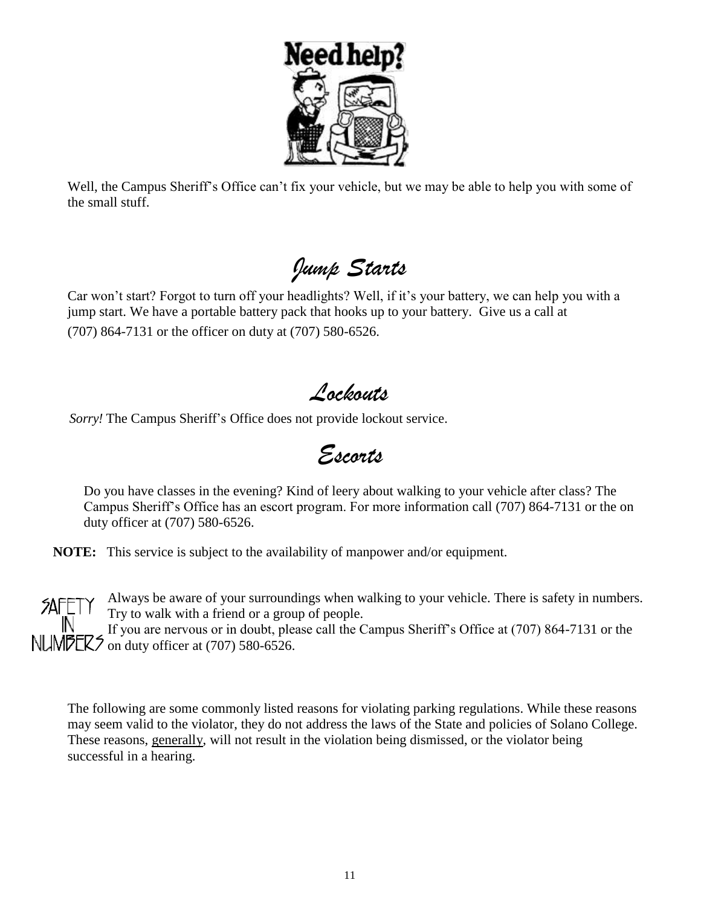**Need help?**

Well, the Campus Sheriff's Office can't fix your vehicle, but we may be able to help you with some of the small stuff.

## *Jump Starts*

Car won't start? Forgot to turn off your headlights? Well, if it's your battery, we can help you with a jump start. We have a portable battery pack that hooks up to your battery. Give us a call at (707) 864-7131 or the officer on duty at (707) 580-6526.

## *Lockouts*

*Sorry!* The Campus Sheriff's Office does not provide lockout service.

## *Escorts*

Do you have classes in the evening? Kind of leery about walking to your vehicle after class? The Campus Sheriff's Office has an escort program. For more information call (707) 864-7131 or the on duty officer at (707) 580-6526.

**NOTE:** This service is subject to the availability of manpower and/or equipment.

SAFETY IN NUMBERS

Always be aware of your surroundings when walking to your vehicle. There is safety in numbers. Try to walk with a friend or a group of people.
If you are nervous or in doubt, please call the Campus Sheriff's Office at (707) 864-7131 or the on duty officer at (707) 580-6526.

The following are some commonly listed reasons for violating parking regulations. While these reasons may seem valid to the violator, they do not address the laws of the State and policies of Solano College. These reasons, generally, will not result in the violation being dismissed, or the violator being successful in a hearing.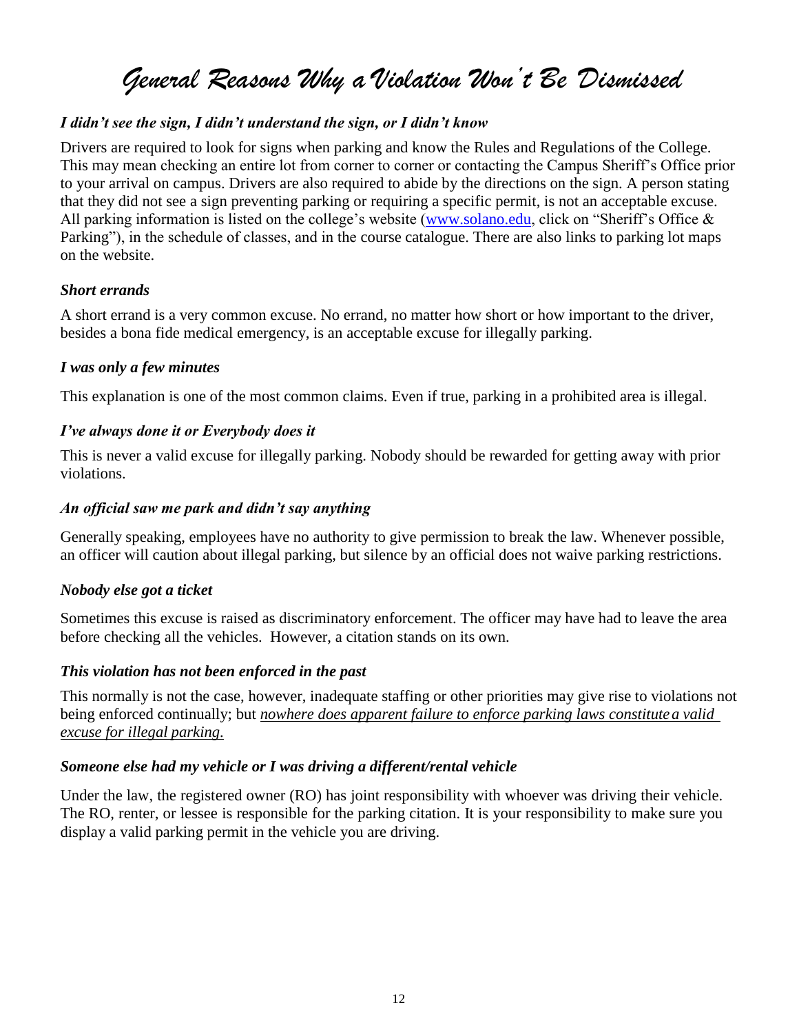# General Reasons Why a Violation Won't Be Dismissed

***I didn't see the sign, I didn't understand the sign, or I didn't know***

Drivers are required to look for signs when parking and know the Rules and Regulations of the College. This may mean checking an entire lot from corner to corner or contacting the Campus Sheriff's Office prior to your arrival on campus. Drivers are also required to abide by the directions on the sign. A person stating that they did not see a sign preventing parking or requiring a specific permit, is not an acceptable excuse. All parking information is listed on the college's website (www.solano.edu, click on "Sheriff's Office & Parking"), in the schedule of classes, and in the course catalogue. There are also links to parking lot maps on the website.

***Short errands***

A short errand is a very common excuse. No errand, no matter how short or how important to the driver, besides a bona fide medical emergency, is an acceptable excuse for illegally parking.

***I was only a few minutes***

This explanation is one of the most common claims. Even if true, parking in a prohibited area is illegal.

***I've always done it or Everybody does it***

This is never a valid excuse for illegally parking. Nobody should be rewarded for getting away with prior violations.

***An official saw me park and didn't say anything***

Generally speaking, employees have no authority to give permission to break the law. Whenever possible, an officer will caution about illegal parking, but silence by an official does not waive parking restrictions.

***Nobody else got a ticket***

Sometimes this excuse is raised as discriminatory enforcement. The officer may have had to leave the area before checking all the vehicles. However, a citation stands on its own.

***This violation has not been enforced in the past***

This normally is not the case, however, inadequate staffing or other priorities may give rise to violations not being enforced continually; but *nowhere does apparent failure to enforce parking laws constitute a valid excuse for illegal parking.*

***Someone else had my vehicle or I was driving a different/rental vehicle***

Under the law, the registered owner (RO) has joint responsibility with whoever was driving their vehicle. The RO, renter, or lessee is responsible for the parking citation. It is your responsibility to make sure you display a valid parking permit in the vehicle you are driving.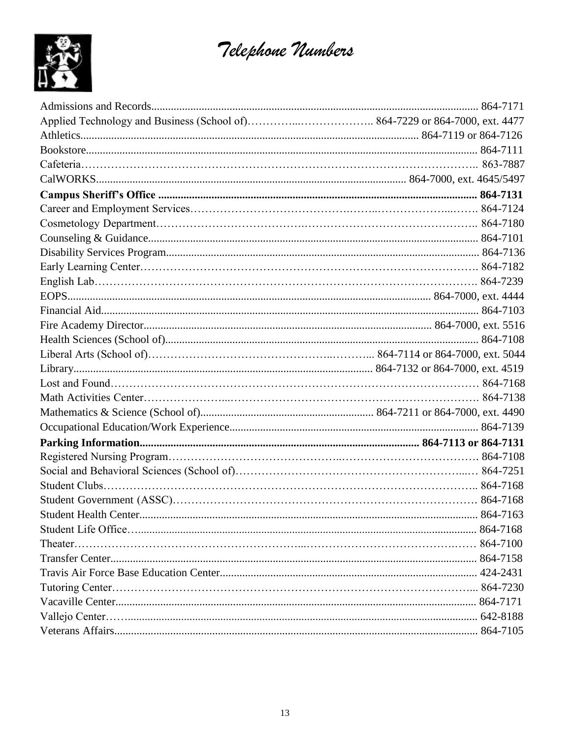# *Telephone Numbers*

| | |
|---|---|
| Admissions and Records | 864-7171 |
| Applied Technology and Business (School of) | 864-7229 or 864-7000, ext. 4477 |
| Athletics | 864-7119 or 864-7126 |
| Bookstore | 864-7111 |
| Cafeteria | 863-7887 |
| CalWORKS | 864-7000, ext. 4645/5497 |
| **Campus Sheriff's Office** | **864-7131** |
| Career and Employment Services | 864-7124 |
| Cosmetology Department | 864-7180 |
| Counseling & Guidance | 864-7101 |
| Disability Services Program | 864-7136 |
| Early Learning Center | 864-7182 |
| English Lab | 864-7239 |
| EOPS | 864-7000, ext. 4444 |
| Financial Aid | 864-7103 |
| Fire Academy Director | 864-7000, ext. 5516 |
| Health Sciences (School of) | 864-7108 |
| Liberal Arts (School of) | 864-7114 or 864-7000, ext. 5044 |
| Library | 864-7132 or 864-7000, ext. 4519 |
| Lost and Found | 864-7168 |
| Math Activities Center | 864-7138 |
| Mathematics & Science (School of) | 864-7211 or 864-7000, ext. 4490 |
| Occupational Education/Work Experience | 864-7139 |
| **Parking Information** | **864-7113 or 864-7131** |
| Registered Nursing Program | 864-7108 |
| Social and Behavioral Sciences (School of) | 864-7251 |
| Student Clubs | 864-7168 |
| Student Government (ASSC) | 864-7168 |
| Student Health Center | 864-7163 |
| Student Life Office | 864-7168 |
| Theater | 864-7100 |
| Transfer Center | 864-7158 |
| Travis Air Force Base Education Center | 424-2431 |
| Tutoring Center | 864-7230 |
| Vacaville Center | 864-7171 |
| Vallejo Center | 642-8188 |
| Veterans Affairs | 864-7105 |